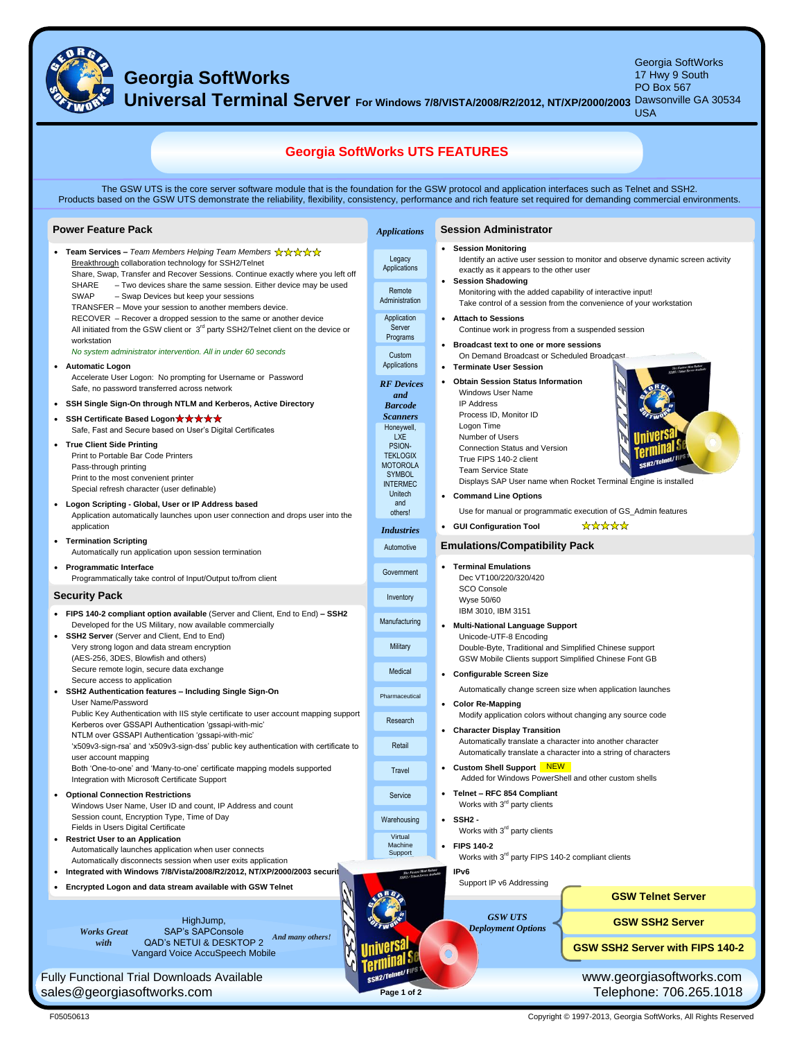# Georgia SoftWorks
# Universal Terminal Server For Windows 7/8/VISTA/2008/R2/2012, NT/XP/2000/2003

Georgia SoftWorks
17 Hwy 9 South
PO Box 567
Dawsonville GA 30534
USA

## Georgia SoftWorks UTS FEATURES

The GSW UTS is the core server software module that is the foundation for the GSW protocol and application interfaces such as Telnet and SSH2. Products based on the GSW UTS demonstrate the reliability, flexibility, consistency, performance and rich feature set required for demanding commercial environments.

### Power Feature Pack

- **Team Services –** *Team Members Helping Team Members* ☆☆☆☆☆
  Breakthrough collaboration technology for SSH2/Telnet
  Share, Swap, Transfer and Recover Sessions. Continue exactly where you left off
  SHARE – Two devices share the same session. Either device may be used
  SWAP – Swap Devices but keep your sessions
  TRANSFER – Move your session to another members device.
  RECOVER – Recover a dropped session to the same or another device
  All initiated from the GSW client or 3rd party SSH2/Telnet client on the device or workstation
  *No system administrator intervention. All in under 60 seconds*
- **Automatic Logon**
  Accelerate User Logon: No prompting for Username or Password
  Safe, no password transferred across network
- **SSH Single Sign-On through NTLM and Kerberos, Active Directory**
- **SSH Certificate Based Logon** ★★★★★
  Safe, Fast and Secure based on User's Digital Certificates
- **True Client Side Printing**
  Print to Portable Bar Code Printers
  Pass-through printing
  Print to the most convenient printer
  Special refresh character (user definable)
- **Logon Scripting - Global, User or IP Address based**
  Application automatically launches upon user connection and drops user into the application
- **Termination Scripting**
  Automatically run application upon session termination
- **Programmatic Interface**
  Programmatically take control of Input/Output to/from client

### Security Pack

- **FIPS 140-2 compliant option available** (Server and Client, End to End) **– SSH2**
  Developed for the US Military, now available commercially
- **SSH2 Server** (Server and Client, End to End)
  Very strong logon and data stream encryption
  (AES-256, 3DES, Blowfish and others)
  Secure remote login, secure data exchange
  Secure access to application
- **SSH2 Authentication features – Including Single Sign-On**
  User Name/Password
  Public Key Authentication with IIS style certificate to user account mapping support
  Kerberos over GSSAPI Authentication 'gssapi-with-mic'
  NTLM over GSSAPI Authentication 'gssapi-with-mic'
  'x509v3-sign-rsa' and 'x509v3-sign-dss' public key authentication with certificate to user account mapping
  Both 'One-to-one' and 'Many-to-one' certificate mapping models supported
  Integration with Microsoft Certificate Support
- **Optional Connection Restrictions**
  Windows User Name, User ID and count, IP Address and count
  Session count, Encryption Type, Time of Day
  Fields in Users Digital Certificate
- **Restrict User to an Application**
  Automatically launches application when user connects
  Automatically disconnects session when user exits application
- **Integrated with Windows 7/8/Vista/2008/R2/2012, NT/XP/2000/2003 security**
- **Encrypted Logon and data stream available with GSW Telnet**

### *Applications*

- Legacy Applications
- Remote Administration
- Application Server Programs
- Custom Applications

### *RF Devices and Barcode Scanners*

Honeywell, LXE, PSION-TEKLOGIX, MOTOROLA, SYMBOL, INTERMEC, Unitech and others!

### *Industries*

- Automotive
- Government
- Inventory
- Manufacturing
- Military
- Medical
- Pharmaceutical
- Research
- Retail
- Travel
- Service
- Warehousing
- Virtual Machine Support

### Session Administrator

- **Session Monitoring**
  Identify an active user session to monitor and observe dynamic screen activity exactly as it appears to the other user
- **Session Shadowing**
  Monitoring with the added capability of interactive input!
  Take control of a session from the convenience of your workstation
- **Attach to Sessions**
  Continue work in progress from a suspended session
- **Broadcast text to one or more sessions**
  On Demand Broadcast or Scheduled Broadcast
- **Terminate User Session**
- **Obtain Session Status Information**
  Windows User Name
  IP Address
  Process ID, Monitor ID
  Logon Time
  Number of Users
  Connection Status and Version
  True FIPS 140-2 client
  Team Service State
  Displays SAP User name when Rocket Terminal Engine is installed
- **Command Line Options**
  Use for manual or programmatic execution of GS_Admin features
- **GUI Configuration Tool** ☆☆☆☆☆

### Emulations/Compatibility Pack

- **Terminal Emulations**
  Dec VT100/220/320/420
  SCO Console
  Wyse 50/60
  IBM 3010, IBM 3151
- **Multi-National Language Support**
  Unicode-UTF-8 Encoding
  Double-Byte, Traditional and Simplified Chinese support
  GSW Mobile Clients support Simplified Chinese Font GB
- **Configurable Screen Size**
  Automatically change screen size when application launches
- **Color Re-Mapping**
  Modify application colors without changing any source code
- **Character Display Transition**
  Automatically translate a character into another character
  Automatically translate a character into a string of characters
- **Custom Shell Support** NEW
  Added for Windows PowerShell and other custom shells
- **Telnet – RFC 854 Compliant**
  Works with 3rd party clients
- **SSH2 -**
  Works with 3rd party clients
- **FIPS 140-2**
  Works with 3rd party FIPS 140-2 compliant clients
- **IPv6**
  Support IP v6 Addressing

*GSW UTS Deployment Options*

- **GSW Telnet Server**
- **GSW SSH2 Server**
- **GSW SSH2 Server with FIPS 140-2**

*Works Great with* HighJump, SAP's SAPConsole, QAD's NETUI & DESKTOP 2, Vangard Voice AccuSpeech Mobile *And many others!*

Fully Functional Trial Downloads Available
sales@georgiasoftworks.com

www.georgiasoftworks.com
Telephone: 706.265.1018

F05050613

Copyright © 1997-2013, Georgia SoftWorks, All Rights Reserved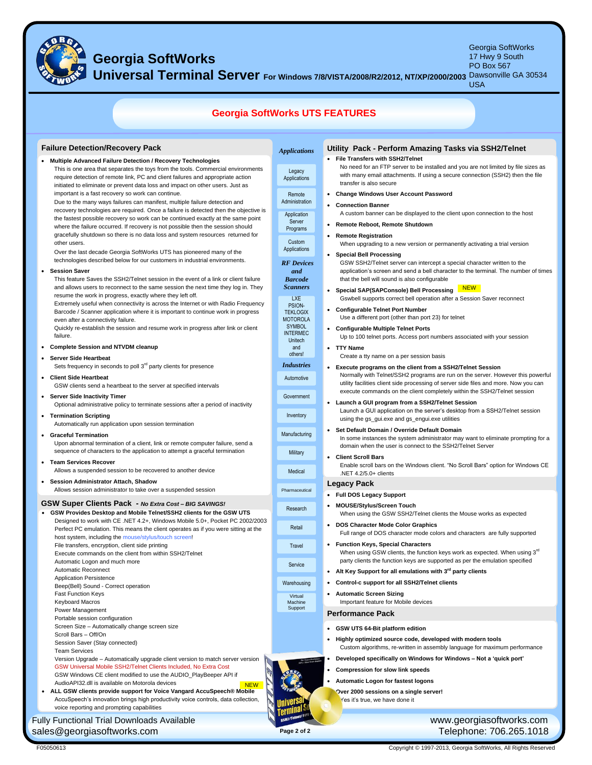# Georgia SoftWorks
## Universal Terminal Server For Windows 7/8/VISTA/2008/R2/2012, NT/XP/2000/2003

Georgia SoftWorks
17 Hwy 9 South
PO Box 567
Dawsonville GA 30534
USA

## Georgia SoftWorks UTS FEATURES

### Failure Detection/Recovery Pack

- **Multiple Advanced Failure Detection / Recovery Technologies**
  This is one area that separates the toys from the tools. Commercial environments require detection of remote link, PC and client failures and appropriate action initiated to eliminate or prevent data loss and impact on other users. Just as important is a fast recovery so work can continue.
  Due to the many ways failures can manifest, multiple failure detection and recovery technologies are required. Once a failure is detected then the objective is the fastest possible recovery so work can be continued exactly at the same point where the failure occurred. If recovery is not possible then the session should gracefully shutdown so there is no data loss and system resources returned for other users.
  Over the last decade Georgia SoftWorks UTS has pioneered many of the technologies described below for our customers in industrial environments.
- **Session Saver**
  This feature Saves the SSH2/Telnet session in the event of a link or client failure and allows users to reconnect to the same session the next time they log in. They resume the work in progress, exactly where they left off.
  Extremely useful when connectivity is across the Internet or with Radio Frequency Barcode / Scanner application where it is important to continue work in progress even after a connectivity failure.
  Quickly re-establish the session and resume work in progress after link or client failure.
- **Complete Session and NTVDM cleanup**
- **Server Side Heartbeat**
  Sets frequency in seconds to poll 3rd party clients for presence
- **Client Side Heartbeat**
  GSW clients send a heartbeat to the server at specified intervals
- **Server Side Inactivity Timer**
  Optional administrative policy to terminate sessions after a period of inactivity
- **Termination Scripting**
  Automatically run application upon session termination
- **Graceful Termination**
  Upon abnormal termination of a client, link or remote computer failure, send a sequence of characters to the application to attempt a graceful termination
- **Team Services Recover**
  Allows a suspended session to be recovered to another device
- **Session Administrator Attach, Shadow**
  Allows session administrator to take over a suspended session

### GSW Super Clients Pack - *No Extra Cost – BIG SAVINGS!*

- **GSW Provides Desktop and Mobile Telnet/SSH2 clients for the GSW UTS**
  Designed to work with CE .NET 4.2+, Windows Mobile 5.0+, Pocket PC 2002/2003
  Perfect PC emulation. This means the client operates as if you were sitting at the host system, including the mouse/stylus/touch screen!
  File transfers, encryption, client side printing
  Execute commands on the client from within SSH2/Telnet
  Automatic Logon and much more
  Automatic Reconnect
  Application Persistence
  Beep(Bell) Sound - Correct operation
  Fast Function Keys
  Keyboard Macros
  Power Management
  Portable session configuration
  Screen Size – Automatically change screen size
  Scroll Bars – Off/On
  Session Saver (Stay connected)
  Team Services
  Version Upgrade – Automatically upgrade client version to match server version
  GSW Universal Mobile SSH2/Telnet Clients Included, No Extra Cost
  GSW Windows CE client modified to use the AUDIO_PlayBeeper API if AudioAPI32.dll is available on Motorola devices NEW
- **ALL GSW clients provide support for Voice Vangard AccuSpeech® Mobile**
  AccuSpeech's innovation brings high productivity voice controls, data collection, voice reporting and prompting capabilities

### *Applications*

Legacy Applications
Remote Administration
Application Server Programs
Custom Applications

### *RF Devices and Barcode Scanners*

LXE
PSION-TEKLOGIX
MOTOROLA
SYMBOL
INTERMEC
Unitech
and others!

### *Industries*

Automotive
Government
Inventory
Manufacturing
Military
Medical
Pharmaceutical
Research
Retail
Travel
Service
Warehousing
Virtual Machine Support

### Utility Pack - Perform Amazing Tasks via SSH2/Telnet

- **File Transfers with SSH2/Telnet**
  No need for an FTP server to be installed and you are not limited by file sizes as with many email attachments. If using a secure connection (SSH2) then the file transfer is also secure
- **Change Windows User Account Password**
- **Connection Banner**
  A custom banner can be displayed to the client upon connection to the host
- **Remote Reboot, Remote Shutdown**
- **Remote Registration**
  When upgrading to a new version or permanently activating a trial version
- **Special Bell Processing**
  GSW SSH2/Telnet server can intercept a special character written to the application's screen and send a bell character to the terminal. The number of times that the bell will sound is also configurable
- **Special SAP(SAPConsole) Bell Processing** NEW
  Gswbell supports correct bell operation after a Session Saver reconnect
- **Configurable Telnet Port Number**
  Use a different port (other than port 23) for telnet
- **Configurable Multiple Telnet Ports**
  Up to 100 telnet ports. Access port numbers associated with your session
- **TTY Name**
  Create a tty name on a per session basis
- **Execute programs on the client from a SSH2/Telnet Session**
  Normally with Telnet/SSH2 programs are run on the server. However this powerful utility facilities client side processing of server side files and more. Now you can execute commands on the client completely within the SSH2/Telnet session
- **Launch a GUI program from a SSH2/Telnet Session**
  Launch a GUI application on the server's desktop from a SSH2/Telnet session using the gs_gui.exe and gs_engui.exe utilities
- **Set Default Domain / Override Default Domain**
  In some instances the system administrator may want to eliminate prompting for a domain when the user is connect to the SSH2/Telnet Server
- **Client Scroll Bars**
  Enable scroll bars on the Windows client. "No Scroll Bars" option for Windows CE .NET 4.2/5.0+ clients

### Legacy Pack

- **Full DOS Legacy Support**
- **MOUSE/Stylus/Screen Touch**
  When using the GSW SSH2/Telnet clients the Mouse works as expected
- **DOS Character Mode Color Graphics**
  Full range of DOS character mode colors and characters are fully supported
- **Function Keys, Special Characters**
  When using GSW clients, the function keys work as expected. When using 3rd party clients the function keys are supported as per the emulation specified
- **Alt Key Support for all emulations with 3rd party clients**
- **Control-c support for all SSH2/Telnet clients**
- **Automatic Screen Sizing**
  Important feature for Mobile devices

### Performance Pack

- **GSW UTS 64-Bit platform edition**
- **Highly optimized source code, developed with modern tools**
  Custom algorithms, re-written in assembly language for maximum performance
- **Developed specifically on Windows for Windows – Not a 'quick port'**
- **Compression for slow link speeds**
- **Automatic Logon for fastest logons**
- **Over 2000 sessions on a single server!**
  Yes it's true, we have done it

Fully Functional Trial Downloads Available
sales@georgiasoftworks.com

www.georgiasoftworks.com
Telephone: 706.265.1018

F05050613
Copyright © 1997-2013, Georgia SoftWorks, All Rights Reserved